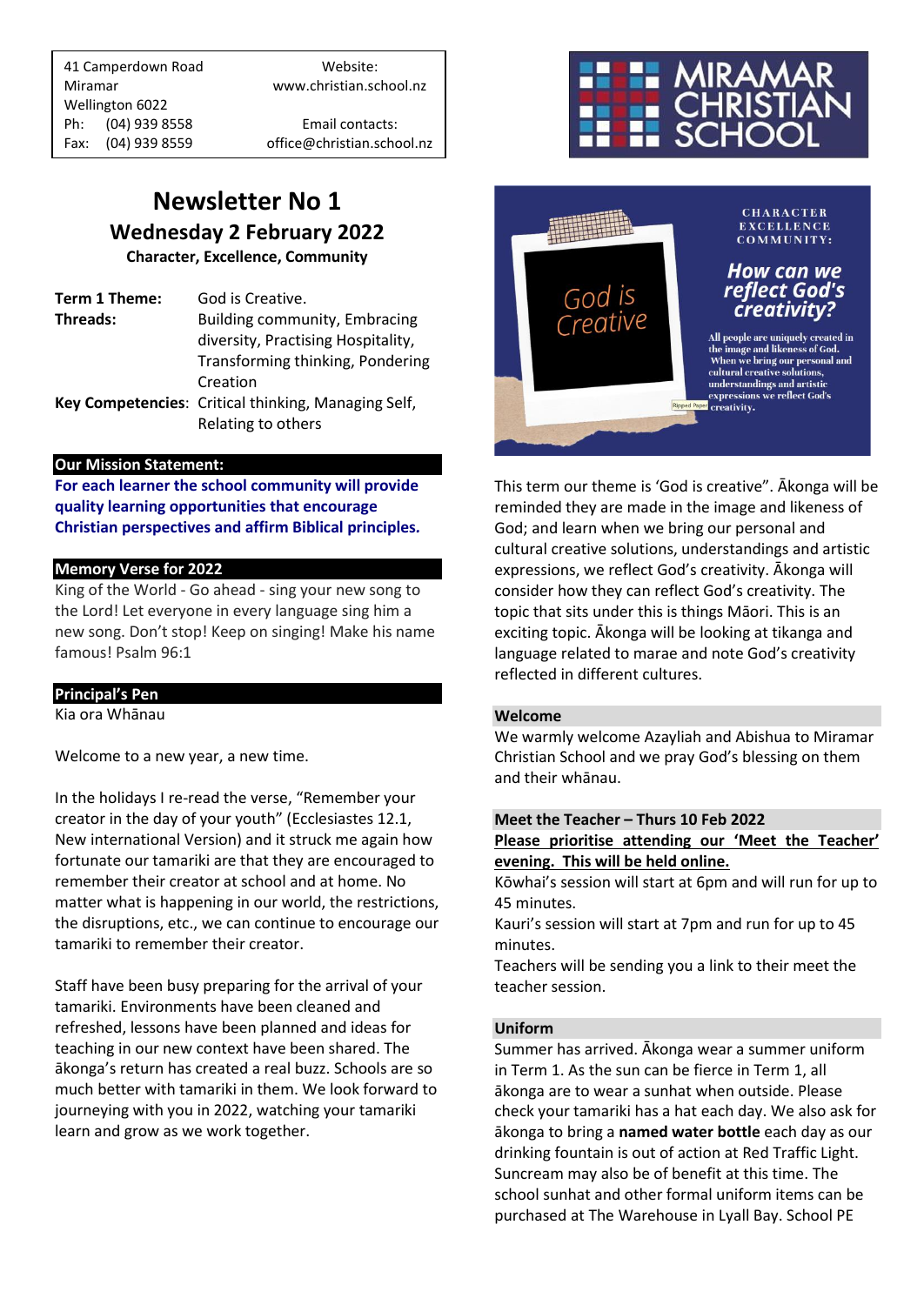41 Camperdown Road
Miramar
Wellington 6022
Ph: (04) 939 8558
Fax: (04) 939 8559

Website:
www.christian.school.nz

Email contacts:
office@christian.school.nz

MIRAMAR CHRISTIAN SCHOOL

# Newsletter No 1

## Wednesday 2 February 2022

**Character, Excellence, Community**

| | |
|---|---|
| **Term 1 Theme:** | God is Creative. |
| **Threads:** | Building community, Embracing diversity, Practising Hospitality, Transforming thinking, Pondering Creation |
| **Key Competencies**: | Critical thinking, Managing Self, Relating to others |

### Our Mission Statement:

**For each learner the school community will provide quality learning opportunities that encourage Christian perspectives and affirm Biblical principles.**

### Memory Verse for 2022

King of the World - Go ahead - sing your new song to the Lord! Let everyone in every language sing him a new song. Don't stop! Keep on singing! Make his name famous! Psalm 96:1

### Principal's Pen

Kia ora Whānau

Welcome to a new year, a new time.

In the holidays I re-read the verse, "Remember your creator in the day of your youth" (Ecclesiastes 12.1, New international Version) and it struck me again how fortunate our tamariki are that they are encouraged to remember their creator at school and at home. No matter what is happening in our world, the restrictions, the disruptions, etc., we can continue to encourage our tamariki to remember their creator.

Staff have been busy preparing for the arrival of your tamariki. Environments have been cleaned and refreshed, lessons have been planned and ideas for teaching in our new context have been shared. The ākonga's return has created a real buzz. Schools are so much better with tamariki in them. We look forward to journeying with you in 2022, watching your tamariki learn and grow as we work together.

God is Creative

CHARACTER EXCELLENCE COMMUNITY:

**How can we reflect God's creativity?**

All people are uniquely created in the image and likeness of God. When we bring our personal and cultural creative solutions, understandings and artistic expressions we reflect God's creativity.

This term our theme is 'God is creative". Ākonga will be reminded they are made in the image and likeness of God; and learn when we bring our personal and cultural creative solutions, understandings and artistic expressions, we reflect God's creativity. Ākonga will consider how they can reflect God's creativity. The topic that sits under this is things Māori. This is an exciting topic. Ākonga will be looking at tikanga and language related to marae and note God's creativity reflected in different cultures.

### Welcome

We warmly welcome Azayliah and Abishua to Miramar Christian School and we pray God's blessing on them and their whānau.

### Meet the Teacher – Thurs 10 Feb 2022

**Please prioritise attending our 'Meet the Teacher' evening. This will be held online.**

Kōwhai's session will start at 6pm and will run for up to 45 minutes.

Kauri's session will start at 7pm and run for up to 45 minutes.

Teachers will be sending you a link to their meet the teacher session.

### Uniform

Summer has arrived. Ākonga wear a summer uniform in Term 1. As the sun can be fierce in Term 1, all ākonga are to wear a sunhat when outside. Please check your tamariki has a hat each day. We also ask for ākonga to bring a **named water bottle** each day as our drinking fountain is out of action at Red Traffic Light. Suncream may also be of benefit at this time. The school sunhat and other formal uniform items can be purchased at The Warehouse in Lyall Bay. School PE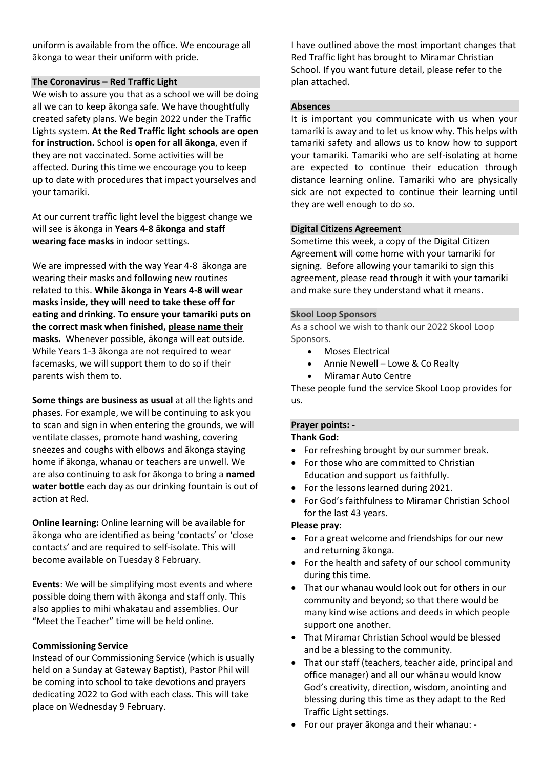uniform is available from the office. We encourage all ākonga to wear their uniform with pride.

## The Coronavirus – Red Traffic Light

We wish to assure you that as a school we will be doing all we can to keep ākonga safe. We have thoughtfully created safety plans. We begin 2022 under the Traffic Lights system. **At the Red Traffic light schools are open for instruction.** School is **open for all ākonga**, even if they are not vaccinated. Some activities will be affected. During this time we encourage you to keep up to date with procedures that impact yourselves and your tamariki.

At our current traffic light level the biggest change we will see is ākonga in **Years 4-8 ākonga and staff wearing face masks** in indoor settings.

We are impressed with the way Year 4-8 ākonga are wearing their masks and following new routines related to this. **While ākonga in Years 4-8 will wear masks inside, they will need to take these off for eating and drinking. To ensure your tamariki puts on the correct mask when finished, please name their masks.** Whenever possible, ākonga will eat outside. While Years 1-3 ākonga are not required to wear facemasks, we will support them to do so if their parents wish them to.

**Some things are business as usual** at all the lights and phases. For example, we will be continuing to ask you to scan and sign in when entering the grounds, we will ventilate classes, promote hand washing, covering sneezes and coughs with elbows and ākonga staying home if ākonga, whanau or teachers are unwell. We are also continuing to ask for ākonga to bring a **named water bottle** each day as our drinking fountain is out of action at Red.

**Online learning:** Online learning will be available for ākonga who are identified as being 'contacts' or 'close contacts' and are required to self-isolate. This will become available on Tuesday 8 February.

**Events**: We will be simplifying most events and where possible doing them with ākonga and staff only. This also applies to mihi whakatau and assemblies. Our "Meet the Teacher" time will be held online.

## Commissioning Service

Instead of our Commissioning Service (which is usually held on a Sunday at Gateway Baptist), Pastor Phil will be coming into school to take devotions and prayers dedicating 2022 to God with each class. This will take place on Wednesday 9 February.

I have outlined above the most important changes that Red Traffic light has brought to Miramar Christian School. If you want future detail, please refer to the plan attached.

## Absences

It is important you communicate with us when your tamariki is away and to let us know why. This helps with tamariki safety and allows us to know how to support your tamariki. Tamariki who are self-isolating at home are expected to continue their education through distance learning online. Tamariki who are physically sick are not expected to continue their learning until they are well enough to do so.

## Digital Citizens Agreement

Sometime this week, a copy of the Digital Citizen Agreement will come home with your tamariki for signing. Before allowing your tamariki to sign this agreement, please read through it with your tamariki and make sure they understand what it means.

## Skool Loop Sponsors

As a school we wish to thank our 2022 Skool Loop Sponsors.

- Moses Electrical
- Annie Newell – Lowe & Co Realty
- Miramar Auto Centre

These people fund the service Skool Loop provides for us.

## Prayer points: -

**Thank God:**

- For refreshing brought by our summer break.
- For those who are committed to Christian Education and support us faithfully.
- For the lessons learned during 2021.
- For God's faithfulness to Miramar Christian School for the last 43 years.

**Please pray:**

- For a great welcome and friendships for our new and returning ākonga.
- For the health and safety of our school community during this time.
- That our whanau would look out for others in our community and beyond; so that there would be many kind wise actions and deeds in which people support one another.
- That Miramar Christian School would be blessed and be a blessing to the community.
- That our staff (teachers, teacher aide, principal and office manager) and all our whānau would know God's creativity, direction, wisdom, anointing and blessing during this time as they adapt to the Red Traffic Light settings.
- For our prayer ākonga and their whanau: -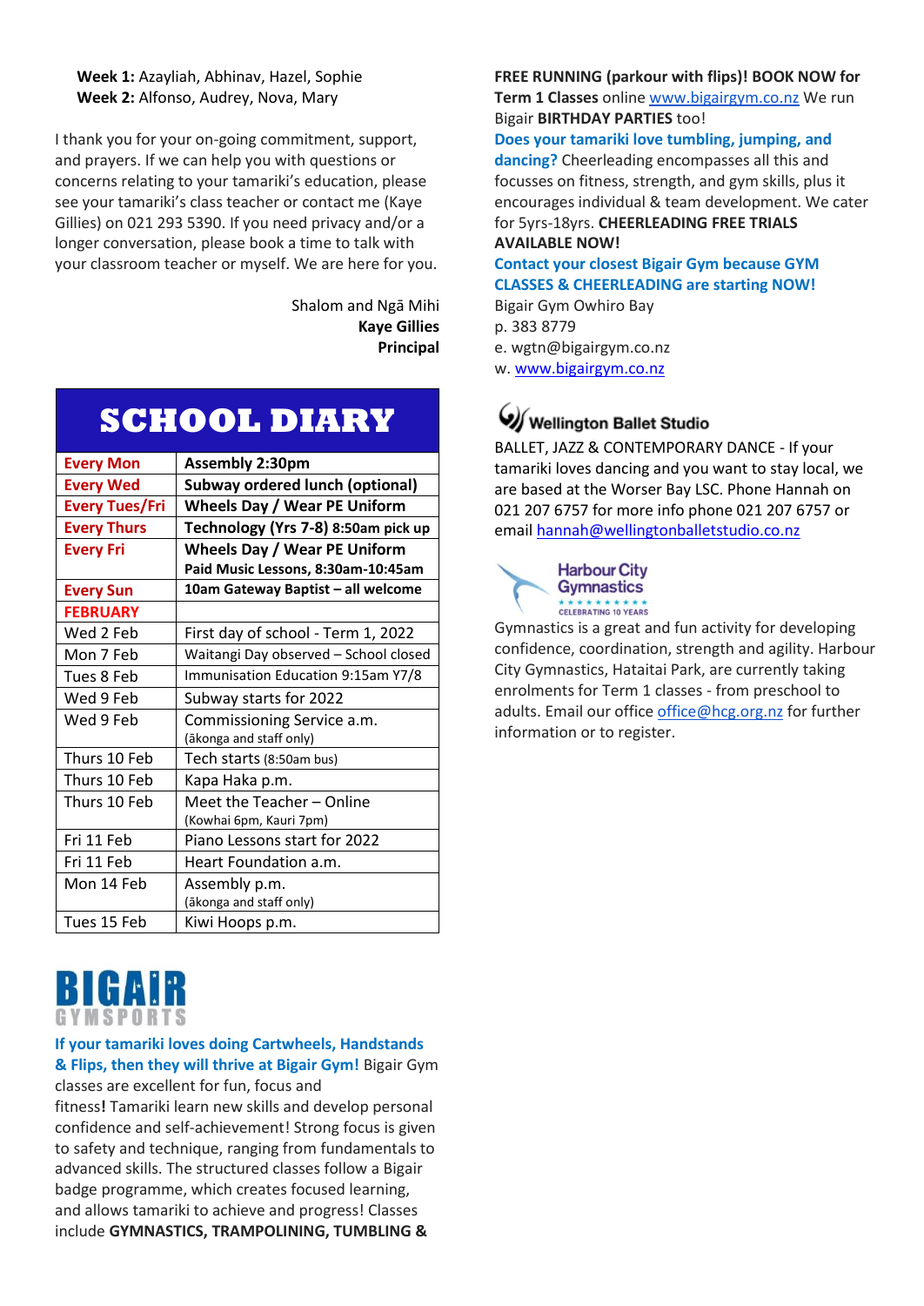**Week 1:** Azayliah, Abhinav, Hazel, Sophie
**Week 2:** Alfonso, Audrey, Nova, Mary

I thank you for your on-going commitment, support, and prayers. If we can help you with questions or concerns relating to your tamariki's education, please see your tamariki's class teacher or contact me (Kaye Gillies) on 021 293 5390. If you need privacy and/or a longer conversation, please book a time to talk with your classroom teacher or myself. We are here for you.

Shalom and Ngā Mihi
**Kaye Gillies**
**Principal**

# SCHOOL DIARY

| | |
|---|---|
| **Every Mon** | **Assembly 2:30pm** |
| **Every Wed** | **Subway ordered lunch (optional)** |
| **Every Tues/Fri** | **Wheels Day / Wear PE Uniform** |
| **Every Thurs** | **Technology (Yrs 7-8) 8:50am pick up** |
| **Every Fri** | **Wheels Day / Wear PE Uniform Paid Music Lessons, 8:30am-10:45am** |
| **Every Sun** | **10am Gateway Baptist – all welcome** |
| **FEBRUARY** | |
| Wed 2 Feb | First day of school - Term 1, 2022 |
| Mon 7 Feb | Waitangi Day observed – School closed |
| Tues 8 Feb | Immunisation Education 9:15am Y7/8 |
| Wed 9 Feb | Subway starts for 2022 |
| Wed 9 Feb | Commissioning Service a.m. (ākonga and staff only) |
| Thurs 10 Feb | Tech starts (8:50am bus) |
| Thurs 10 Feb | Kapa Haka p.m. |
| Thurs 10 Feb | Meet the Teacher – Online (Kowhai 6pm, Kauri 7pm) |
| Fri 11 Feb | Piano Lessons start for 2022 |
| Fri 11 Feb | Heart Foundation a.m. |
| Mon 14 Feb | Assembly p.m. (ākonga and staff only) |
| Tues 15 Feb | Kiwi Hoops p.m. |

**BIGAIR GYMSPORTS**

**If your tamariki loves doing Cartwheels, Handstands & Flips, then they will thrive at Bigair Gym!** Bigair Gym classes are excellent for fun, focus and fitness**!** Tamariki learn new skills and develop personal confidence and self-achievement! Strong focus is given to safety and technique, ranging from fundamentals to advanced skills. The structured classes follow a Bigair badge programme, which creates focused learning, and allows tamariki to achieve and progress! Classes include **GYMNASTICS, TRAMPOLINING, TUMBLING & FREE RUNNING (parkour with flips)! BOOK NOW for Term 1 Classes** online www.bigairgym.co.nz We run Bigair **BIRTHDAY PARTIES** too!

**Does your tamariki love tumbling, jumping, and dancing?** Cheerleading encompasses all this and focusses on fitness, strength, and gym skills, plus it encourages individual & team development. We cater for 5yrs-18yrs. **CHEERLEADING FREE TRIALS AVAILABLE NOW!**

**Contact your closest Bigair Gym because GYM CLASSES & CHEERLEADING are starting NOW!**
Bigair Gym Owhiro Bay
p. 383 8779
e. wgtn@bigairgym.co.nz
w. www.bigairgym.co.nz

**Wellington Ballet Studio**

BALLET, JAZZ & CONTEMPORARY DANCE - If your tamariki loves dancing and you want to stay local, we are based at the Worser Bay LSC. Phone Hannah on 021 207 6757 for more info phone 021 207 6757 or email hannah@wellingtonballetstudio.co.nz

**Harbour City Gymnastics**
CELEBRATING 10 YEARS

Gymnastics is a great and fun activity for developing confidence, coordination, strength and agility. Harbour City Gymnastics, Hataitai Park, are currently taking enrolments for Term 1 classes - from preschool to adults. Email our office office@hcg.org.nz for further information or to register.